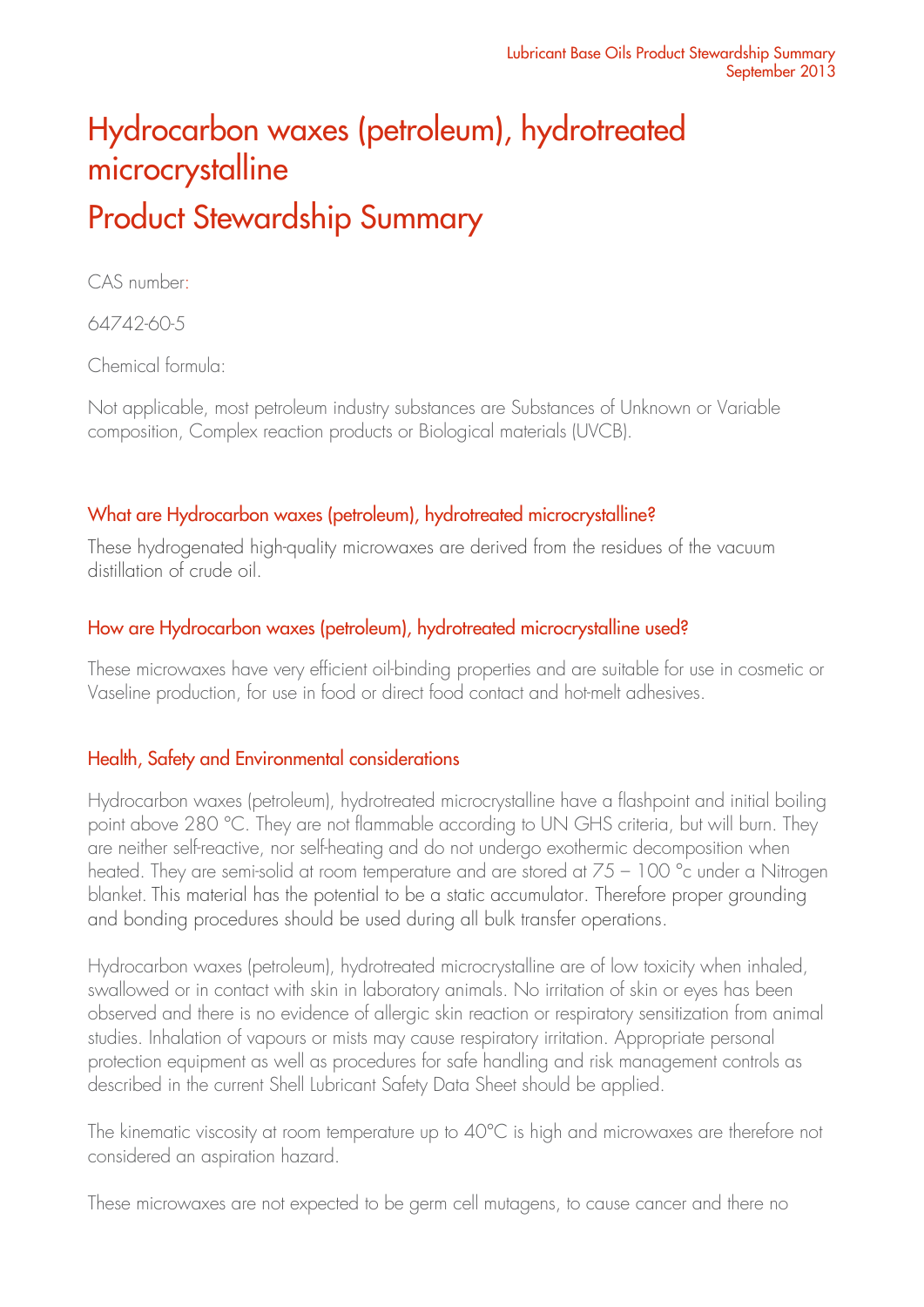# Hydrocarbon waxes (petroleum), hydrotreated microcrystalline

# Product Stewardship Summary

CAS number:

64742-60-5

Chemical formula:

Not applicable, most petroleum industry substances are Substances of Unknown or Variable composition, Complex reaction products or Biological materials (UVCB).

## What are Hydrocarbon waxes (petroleum), hydrotreated microcrystalline?

These hydrogenated high-quality microwaxes are derived from the residues of the vacuum distillation of crude oil.

## How are Hydrocarbon waxes (petroleum), hydrotreated microcrystalline used?

These microwaxes have very efficient oil-binding properties and are suitable for use in cosmetic or Vaseline production, for use in food or direct food contact and hot-melt adhesives.

## Health, Safety and Environmental considerations

Hydrocarbon waxes (petroleum), hydrotreated microcrystalline have a flashpoint and initial boiling point above 280 °C. They are not flammable according to UN GHS criteria, but will burn. They are neither self-reactive, nor self-heating and do not undergo exothermic decomposition when heated. They are semi-solid at room temperature and are stored at 75 – 100 °c under a Nitrogen blanket. This material has the potential to be a static accumulator. Therefore proper grounding and bonding procedures should be used during all bulk transfer operations.

Hydrocarbon waxes (petroleum), hydrotreated microcrystalline are of low toxicity when inhaled, swallowed or in contact with skin in laboratory animals. No irritation of skin or eyes has been observed and there is no evidence of allergic skin reaction or respiratory sensitization from animal studies. Inhalation of vapours or mists may cause respiratory irritation. Appropriate personal protection equipment as well as procedures for safe handling and risk management controls as described in the current Shell Lubricant Safety Data Sheet should be applied.

The kinematic viscosity at room temperature up to 40°C is high and microwaxes are therefore not considered an aspiration hazard.

These microwaxes are not expected to be germ cell mutagens, to cause cancer and there no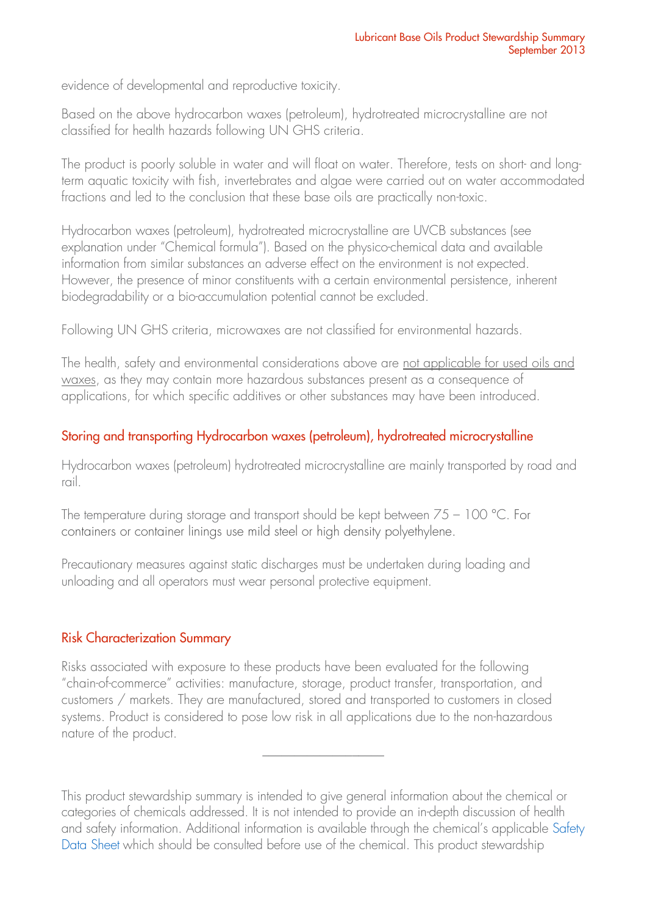evidence of developmental and reproductive toxicity.

Based on the above hydrocarbon waxes (petroleum), hydrotreated microcrystalline are not classified for health hazards following UN GHS criteria.

The product is poorly soluble in water and will float on water. Therefore, tests on short- and long-term aquatic toxicity with fish, invertebrates and algae were carried out on water accommodated fractions and led to the conclusion that these base oils are practically non-toxic.

Hydrocarbon waxes (petroleum), hydrotreated microcrystalline are UVCB substances (see explanation under "Chemical formula"). Based on the physico-chemical data and available information from similar substances an adverse effect on the environment is not expected. However, the presence of minor constituents with a certain environmental persistence, inherent biodegradability or a bio-accumulation potential cannot be excluded.

Following UN GHS criteria, microwaxes are not classified for environmental hazards.

The health, safety and environmental considerations above are not applicable for used oils and waxes, as they may contain more hazardous substances present as a consequence of applications, for which specific additives or other substances may have been introduced.

## Storing and transporting Hydrocarbon waxes (petroleum), hydrotreated microcrystalline

Hydrocarbon waxes (petroleum) hydrotreated microcrystalline are mainly transported by road and rail.

The temperature during storage and transport should be kept between 75 – 100 °C. For containers or container linings use mild steel or high density polyethylene.

Precautionary measures against static discharges must be undertaken during loading and unloading and all operators must wear personal protective equipment.

## Risk Characterization Summary

Risks associated with exposure to these products have been evaluated for the following "chain-of-commerce" activities: manufacture, storage, product transfer, transportation, and customers / markets. They are manufactured, stored and transported to customers in closed systems. Product is considered to pose low risk in all applications due to the non-hazardous nature of the product.

---

This product stewardship summary is intended to give general information about the chemical or categories of chemicals addressed. It is not intended to provide an in-depth discussion of health and safety information. Additional information is available through the chemical's applicable Safety Data Sheet which should be consulted before use of the chemical. This product stewardship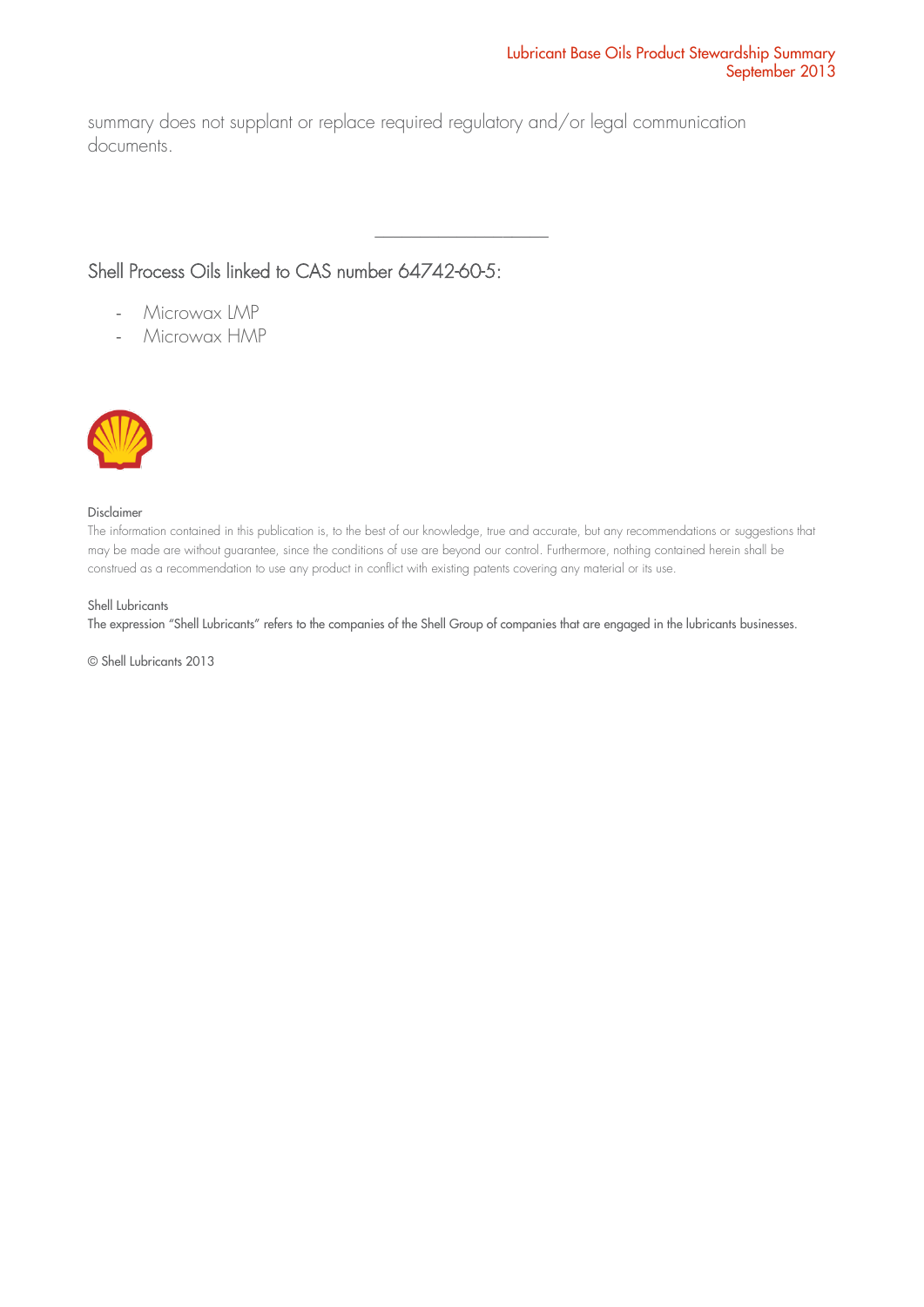summary does not supplant or replace required regulatory and/or legal communication documents.

---

## Shell Process Oils linked to CAS number 64742-60-5:

- Microwax LMP
- Microwax HMP

Disclaimer

The information contained in this publication is, to the best of our knowledge, true and accurate, but any recommendations or suggestions that may be made are without guarantee, since the conditions of use are beyond our control. Furthermore, nothing contained herein shall be construed as a recommendation to use any product in conflict with existing patents covering any material or its use.

Shell Lubricants

The expression "Shell Lubricants" refers to the companies of the Shell Group of companies that are engaged in the lubricants businesses.

© Shell Lubricants 2013